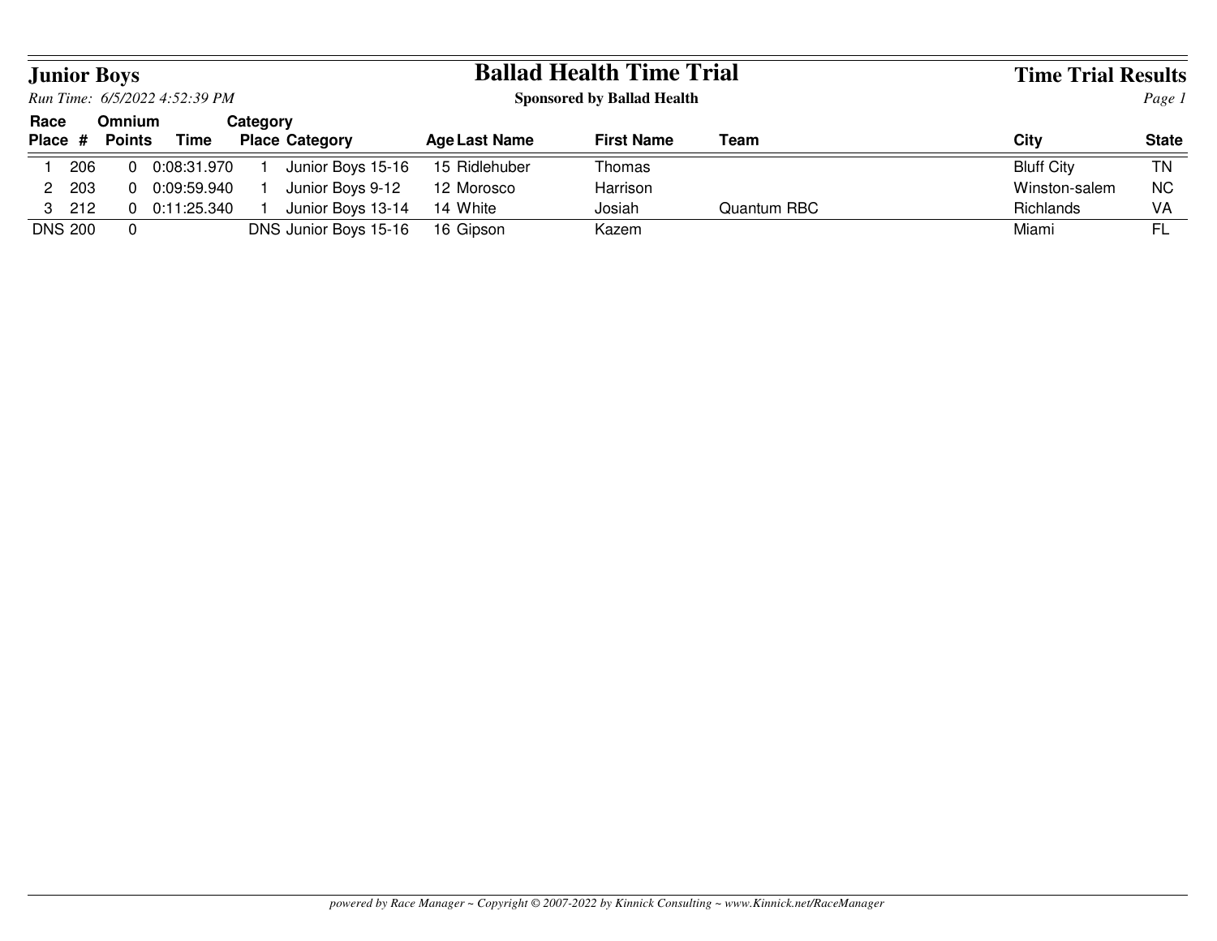# Junior Boys

*Run Time: 6/5/2022 4:52:39 PM*

# Ballad Health Time Trial

**Sponsored by Ballad Health**

## Time Trial Results

| Race Place | # | Omnium Points | Time | Category Place | Category | Age | Last Name | First Name | Team | City | State |
|---|---|---|---|---|---|---|---|---|---|---|---|
| 1 | 206 | 0 | 0:08:31.970 | 1 | Junior Boys 15-16 | 15 | Ridlehuber | Thomas | | Bluff City | TN |
| 2 | 203 | 0 | 0:09:59.940 | 1 | Junior Boys 9-12 | 12 | Morosco | Harrison | | Winston-salem | NC |
| 3 | 212 | 0 | 0:11:25.340 | 1 | Junior Boys 13-14 | 14 | White | Josiah | Quantum RBC | Richlands | VA |
| DNS | 200 | 0 | | DNS | Junior Boys 15-16 | 16 | Gipson | Kazem | | Miami | FL |

*powered by Race Manager ~ Copyright © 2007-2022 by Kinnick Consulting ~ www.Kinnick.net/RaceManager*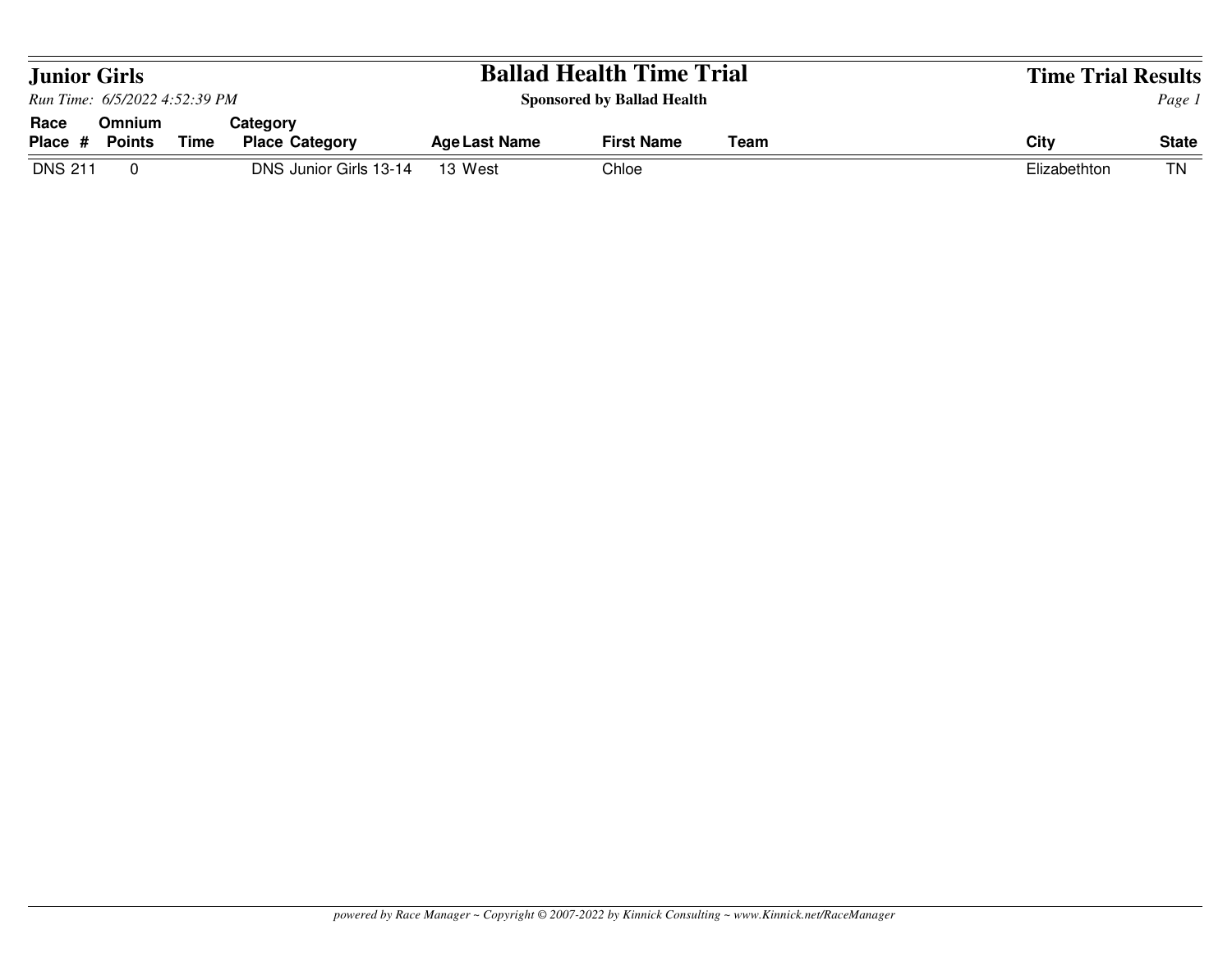## Junior Girls

*Run Time: 6/5/2022 4:52:39 PM*

# Ballad Health Time Trial

**Sponsored by Ballad Health**

## Time Trial Results

| Race Place | # | Omnium Points | Time | Category Place | Category | Age | Last Name | First Name | Team | City | State |
|---|---|---|---|---|---|---|---|---|---|---|---|
| DNS | 211 | 0 | | DNS | Junior Girls 13-14 | 13 | West | Chloe | | Elizabethton | TN |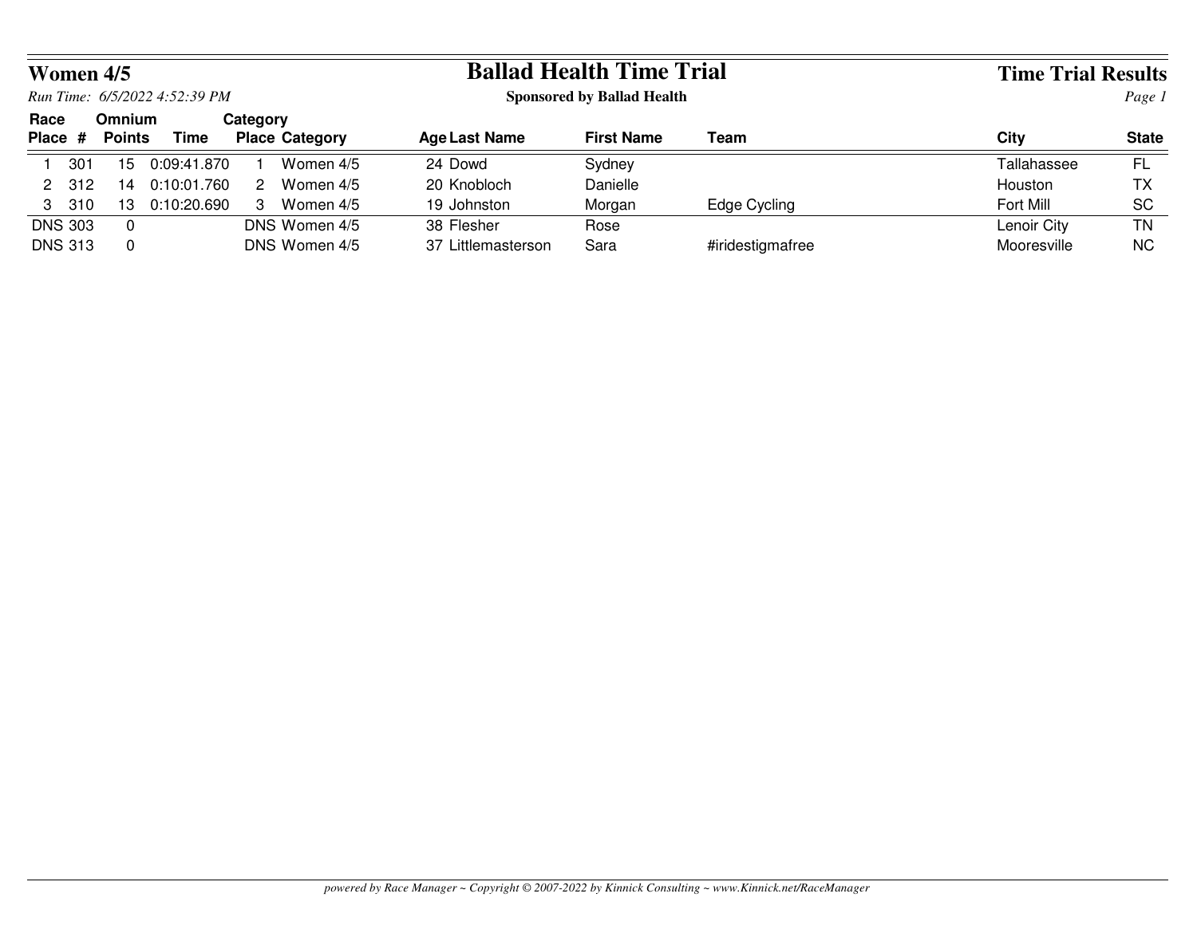## Women 4/5

*Run Time: 6/5/2022 4:52:39 PM*

# Ballad Health Time Trial

**Sponsored by Ballad Health**

## Time Trial Results

| Race Place | # | Omnium Points | Time | Category Place | Category | Age | Last Name | First Name | Team | City | State |
|---|---|---|---|---|---|---|---|---|---|---|---|
| 1 | 301 | 15 | 0:09:41.870 | 1 | Women 4/5 | 24 | Dowd | Sydney | | Tallahassee | FL |
| 2 | 312 | 14 | 0:10:01.760 | 2 | Women 4/5 | 20 | Knobloch | Danielle | | Houston | TX |
| 3 | 310 | 13 | 0:10:20.690 | 3 | Women 4/5 | 19 | Johnston | Morgan | Edge Cycling | Fort Mill | SC |
| DNS | 303 | 0 | | DNS | Women 4/5 | 38 | Flesher | Rose | | Lenoir City | TN |
| DNS | 313 | 0 | | DNS | Women 4/5 | 37 | Littlemasterson | Sara | #iridestigmafree | Mooresville | NC |

*powered by Race Manager ~ Copyright © 2007-2022 by Kinnick Consulting ~ www.Kinnick.net/RaceManager*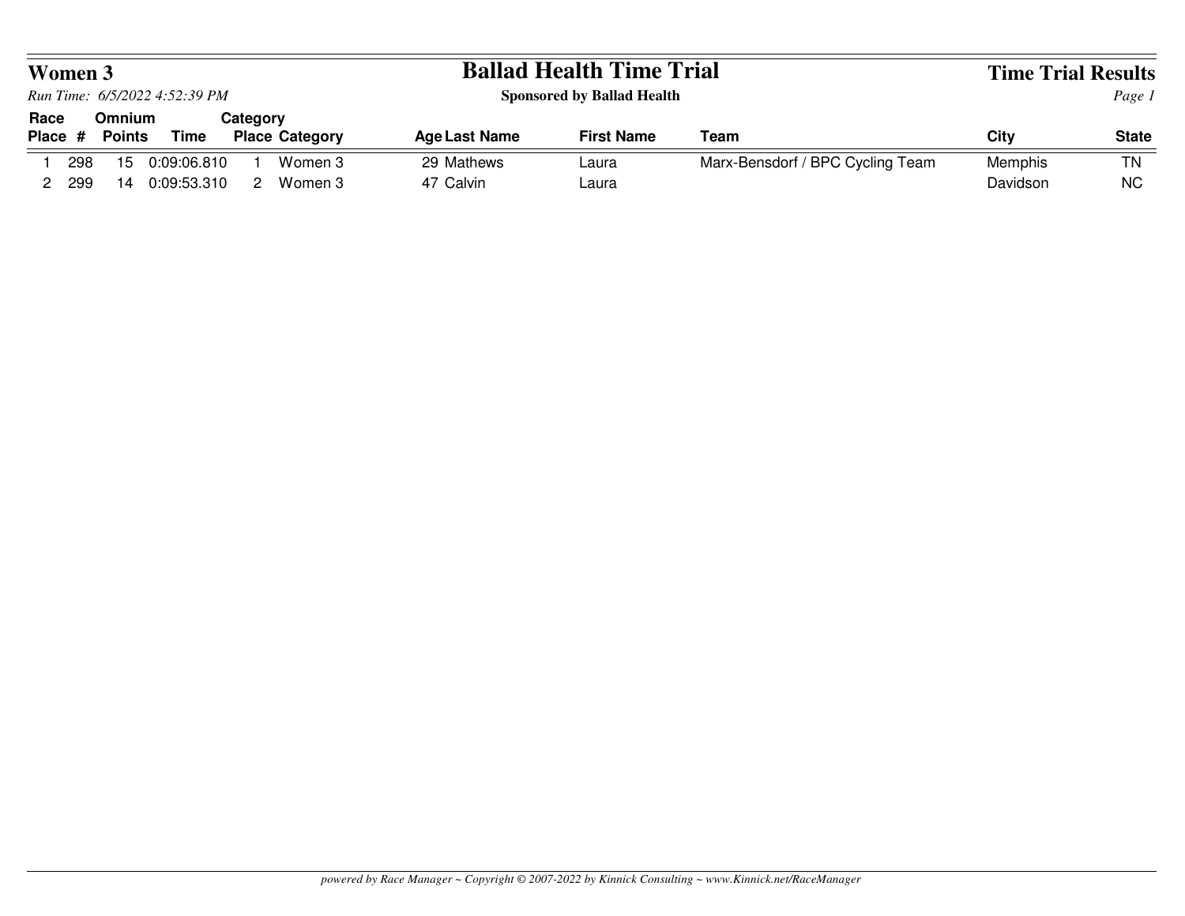# Women 3

## Ballad Health Time Trial

**Sponsored by Ballad Health**

## Time Trial Results

*Run Time: 6/5/2022 4:52:39 PM*

| Race Place | # | Omnium Points | Time | Category Place | Category | Age | Last Name | First Name | Team | City | State |
|---|---|---|---|---|---|---|---|---|---|---|---|
| 1 | 298 | 15 | 0:09:06.810 | 1 | Women 3 | 29 | Mathews | Laura | Marx-Bensdorf / BPC Cycling Team | Memphis | TN |
| 2 | 299 | 14 | 0:09:53.310 | 2 | Women 3 | 47 | Calvin | Laura | | Davidson | NC |

*powered by Race Manager ~ Copyright © 2007-2022 by Kinnick Consulting ~ www.Kinnick.net/RaceManager*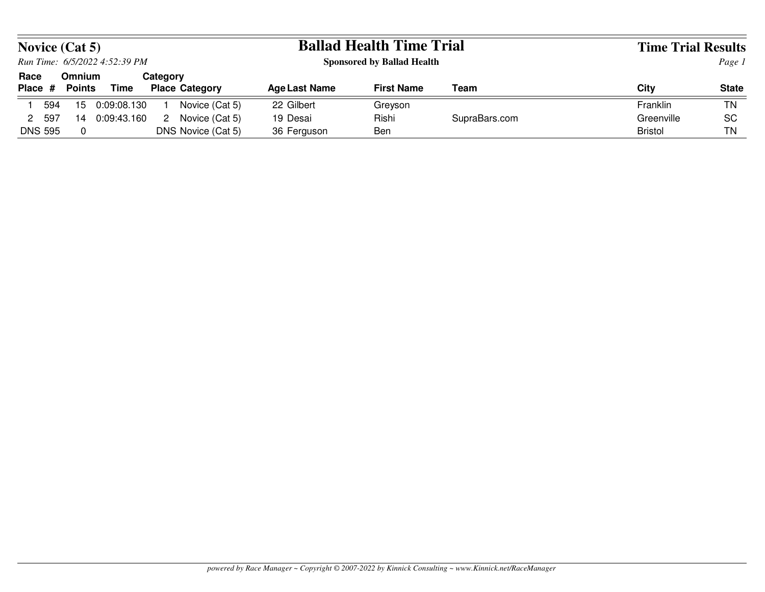# Ballad Health Time Trial

**Sponsored by Ballad Health**

## Novice (Cat 5)

*Run Time: 6/5/2022 4:52:39 PM*

**Time Trial Results**

| Race Place | # | Omnium Points | Time | Category Place | Category | Age | Last Name | First Name | Team | City | State |
|---|---|---|---|---|---|---|---|---|---|---|---|
| 1 | 594 | 15 | 0:09:08.130 | 1 | Novice (Cat 5) | 22 | Gilbert | Greyson | | Franklin | TN |
| 2 | 597 | 14 | 0:09:43.160 | 2 | Novice (Cat 5) | 19 | Desai | Rishi | SupraBars.com | Greenville | SC |
| DNS | 595 | 0 | | DNS | Novice (Cat 5) | 36 | Ferguson | Ben | | Bristol | TN |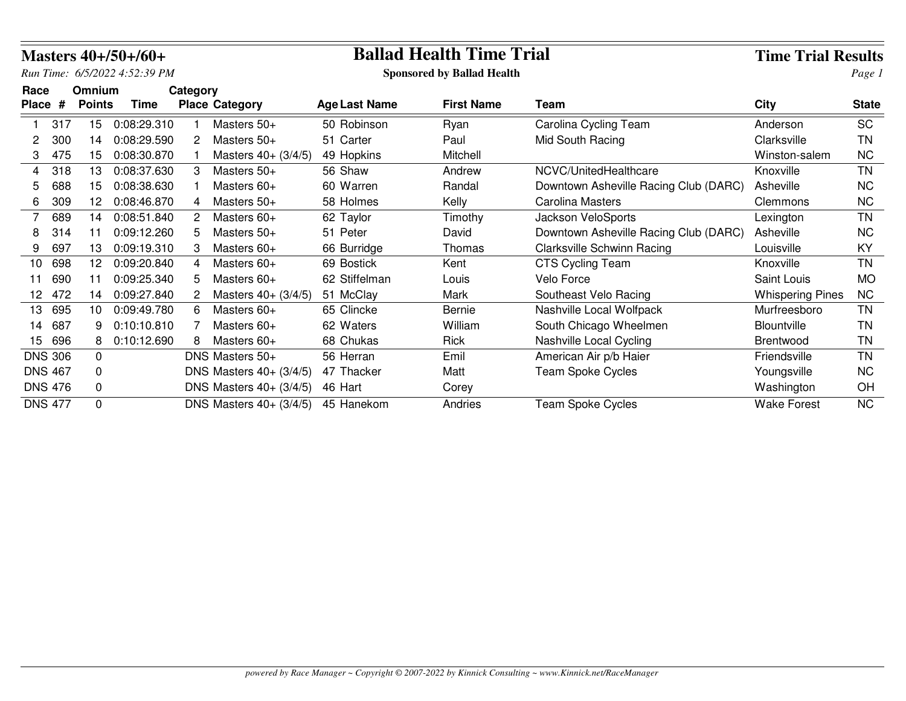# Masters 40+/50+/60+

*Run Time: 6/5/2022 4:52:39 PM*

# Ballad Health Time Trial

**Sponsored by Ballad Health**

## Time Trial Results

| Race Place | # | Omnium Points | Time | Category Place | Category | Age | Last Name | First Name | Team | City | State |
|---|---|---|---|---|---|---|---|---|---|---|---|
| 1 | 317 | 15 | 0:08:29.310 | 1 | Masters 50+ | 50 | Robinson | Ryan | Carolina Cycling Team | Anderson | SC |
| 2 | 300 | 14 | 0:08:29.590 | 2 | Masters 50+ | 51 | Carter | Paul | Mid South Racing | Clarksville | TN |
| 3 | 475 | 15 | 0:08:30.870 | 1 | Masters 40+ (3/4/5) | 49 | Hopkins | Mitchell | | Winston-salem | NC |
| 4 | 318 | 13 | 0:08:37.630 | 3 | Masters 50+ | 56 | Shaw | Andrew | NCVC/UnitedHealthcare | Knoxville | TN |
| 5 | 688 | 15 | 0:08:38.630 | 1 | Masters 60+ | 60 | Warren | Randal | Downtown Asheville Racing Club (DARC) | Asheville | NC |
| 6 | 309 | 12 | 0:08:46.870 | 4 | Masters 50+ | 58 | Holmes | Kelly | Carolina Masters | Clemmons | NC |
| 7 | 689 | 14 | 0:08:51.840 | 2 | Masters 60+ | 62 | Taylor | Timothy | Jackson VeloSports | Lexington | TN |
| 8 | 314 | 11 | 0:09:12.260 | 5 | Masters 50+ | 51 | Peter | David | Downtown Asheville Racing Club (DARC) | Asheville | NC |
| 9 | 697 | 13 | 0:09:19.310 | 3 | Masters 60+ | 66 | Burridge | Thomas | Clarksville Schwinn Racing | Louisville | KY |
| 10 | 698 | 12 | 0:09:20.840 | 4 | Masters 60+ | 69 | Bostick | Kent | CTS Cycling Team | Knoxville | TN |
| 11 | 690 | 11 | 0:09:25.340 | 5 | Masters 60+ | 62 | Stiffelman | Louis | Velo Force | Saint Louis | MO |
| 12 | 472 | 14 | 0:09:27.840 | 2 | Masters 40+ (3/4/5) | 51 | McClay | Mark | Southeast Velo Racing | Whispering Pines | NC |
| 13 | 695 | 10 | 0:09:49.780 | 6 | Masters 60+ | 65 | Clincke | Bernie | Nashville Local Wolfpack | Murfreesboro | TN |
| 14 | 687 | 9 | 0:10:10.810 | 7 | Masters 60+ | 62 | Waters | William | South Chicago Wheelmen | Blountville | TN |
| 15 | 696 | 8 | 0:10:12.690 | 8 | Masters 60+ | 68 | Chukas | Rick | Nashville Local Cycling | Brentwood | TN |
| DNS | 306 | 0 | | DNS | Masters 50+ | 56 | Herran | Emil | American Air p/b Haier | Friendsville | TN |
| DNS | 467 | 0 | | DNS | Masters 40+ (3/4/5) | 47 | Thacker | Matt | Team Spoke Cycles | Youngsville | NC |
| DNS | 476 | 0 | | DNS | Masters 40+ (3/4/5) | 46 | Hart | Corey | | Washington | OH |
| DNS | 477 | 0 | | DNS | Masters 40+ (3/4/5) | 45 | Hanekom | Andries | Team Spoke Cycles | Wake Forest | NC |

*powered by Race Manager ~ Copyright © 2007-2022 by Kinnick Consulting ~ www.Kinnick.net/RaceManager*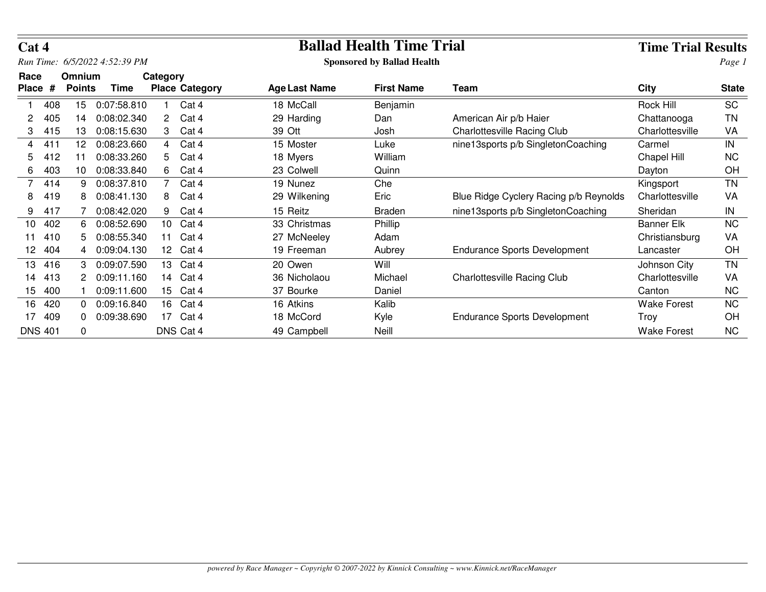# Cat 4

## Ballad Health Time Trial

**Sponsored by Ballad Health**

## Time Trial Results

*Run Time: 6/5/2022 4:52:39 PM*

| Race Place | # | Omnium Points | Time | Category Place | Category | Age | Last Name | First Name | Team | City | State |
|---|---|---|---|---|---|---|---|---|---|---|---|
| 1 | 408 | 15 | 0:07:58.810 | 1 | Cat 4 | 18 | McCall | Benjamin | | Rock Hill | SC |
| 2 | 405 | 14 | 0:08:02.340 | 2 | Cat 4 | 29 | Harding | Dan | American Air p/b Haier | Chattanooga | TN |
| 3 | 415 | 13 | 0:08:15.630 | 3 | Cat 4 | 39 | Ott | Josh | Charlottesville Racing Club | Charlottesville | VA |
| 4 | 411 | 12 | 0:08:23.660 | 4 | Cat 4 | 15 | Moster | Luke | nine13sports p/b SingletonCoaching | Carmel | IN |
| 5 | 412 | 11 | 0:08:33.260 | 5 | Cat 4 | 18 | Myers | William | | Chapel Hill | NC |
| 6 | 403 | 10 | 0:08:33.840 | 6 | Cat 4 | 23 | Colwell | Quinn | | Dayton | OH |
| 7 | 414 | 9 | 0:08:37.810 | 7 | Cat 4 | 19 | Nunez | Che | | Kingsport | TN |
| 8 | 419 | 8 | 0:08:41.130 | 8 | Cat 4 | 29 | Wilkening | Eric | Blue Ridge Cyclery Racing p/b Reynolds | Charlottesville | VA |
| 9 | 417 | 7 | 0:08:42.020 | 9 | Cat 4 | 15 | Reitz | Braden | nine13sports p/b SingletonCoaching | Sheridan | IN |
| 10 | 402 | 6 | 0:08:52.690 | 10 | Cat 4 | 33 | Christmas | Phillip | | Banner Elk | NC |
| 11 | 410 | 5 | 0:08:55.340 | 11 | Cat 4 | 27 | McNeeley | Adam | | Christiansburg | VA |
| 12 | 404 | 4 | 0:09:04.130 | 12 | Cat 4 | 19 | Freeman | Aubrey | Endurance Sports Development | Lancaster | OH |
| 13 | 416 | 3 | 0:09:07.590 | 13 | Cat 4 | 20 | Owen | Will | | Johnson City | TN |
| 14 | 413 | 2 | 0:09:11.160 | 14 | Cat 4 | 36 | Nicholaou | Michael | Charlottesville Racing Club | Charlottesville | VA |
| 15 | 400 | 1 | 0:09:11.600 | 15 | Cat 4 | 37 | Bourke | Daniel | | Canton | NC |
| 16 | 420 | 0 | 0:09:16.840 | 16 | Cat 4 | 16 | Atkins | Kalib | | Wake Forest | NC |
| 17 | 409 | 0 | 0:09:38.690 | 17 | Cat 4 | 18 | McCord | Kyle | Endurance Sports Development | Troy | OH |
| DNS | 401 | 0 | | DNS | Cat 4 | 49 | Campbell | Neill | | Wake Forest | NC |

*powered by Race Manager ~ Copyright © 2007-2022 by Kinnick Consulting ~ www.Kinnick.net/RaceManager*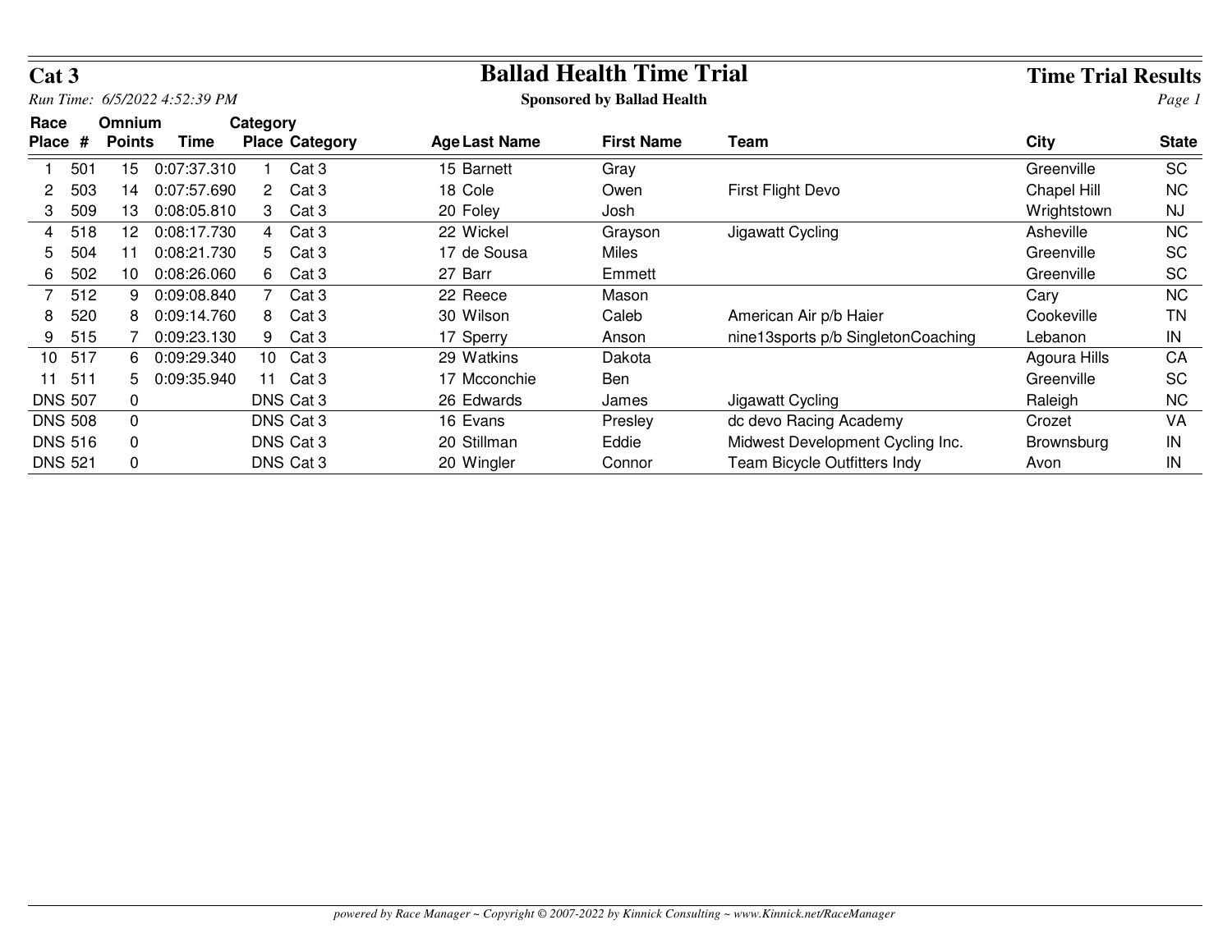# Cat 3

## Ballad Health Time Trial

**Sponsored by Ballad Health**

### Time Trial Results

*Run Time: 6/5/2022 4:52:39 PM*

| Race Place | # | Omnium Points | Time | Category Place | Category | Age | Last Name | First Name | Team | City | State |
|---|---|---|---|---|---|---|---|---|---|---|---|
| 1 | 501 | 15 | 0:07:37.310 | 1 | Cat 3 | 15 | Barnett | Gray | | Greenville | SC |
| 2 | 503 | 14 | 0:07:57.690 | 2 | Cat 3 | 18 | Cole | Owen | First Flight Devo | Chapel Hill | NC |
| 3 | 509 | 13 | 0:08:05.810 | 3 | Cat 3 | 20 | Foley | Josh | | Wrightstown | NJ |
| 4 | 518 | 12 | 0:08:17.730 | 4 | Cat 3 | 22 | Wickel | Grayson | Jigawatt Cycling | Asheville | NC |
| 5 | 504 | 11 | 0:08:21.730 | 5 | Cat 3 | 17 | de Sousa | Miles | | Greenville | SC |
| 6 | 502 | 10 | 0:08:26.060 | 6 | Cat 3 | 27 | Barr | Emmett | | Greenville | SC |
| 7 | 512 | 9 | 0:09:08.840 | 7 | Cat 3 | 22 | Reece | Mason | | Cary | NC |
| 8 | 520 | 8 | 0:09:14.760 | 8 | Cat 3 | 30 | Wilson | Caleb | American Air p/b Haier | Cookeville | TN |
| 9 | 515 | 7 | 0:09:23.130 | 9 | Cat 3 | 17 | Sperry | Anson | nine13sports p/b SingletonCoaching | Lebanon | IN |
| 10 | 517 | 6 | 0:09:29.340 | 10 | Cat 3 | 29 | Watkins | Dakota | | Agoura Hills | CA |
| 11 | 511 | 5 | 0:09:35.940 | 11 | Cat 3 | 17 | Mcconchie | Ben | | Greenville | SC |
| DNS | 507 | 0 | | DNS | Cat 3 | 26 | Edwards | James | Jigawatt Cycling | Raleigh | NC |
| DNS | 508 | 0 | | DNS | Cat 3 | 16 | Evans | Presley | dc devo Racing Academy | Crozet | VA |
| DNS | 516 | 0 | | DNS | Cat 3 | 20 | Stillman | Eddie | Midwest Development Cycling Inc. | Brownsburg | IN |
| DNS | 521 | 0 | | DNS | Cat 3 | 20 | Wingler | Connor | Team Bicycle Outfitters Indy | Avon | IN |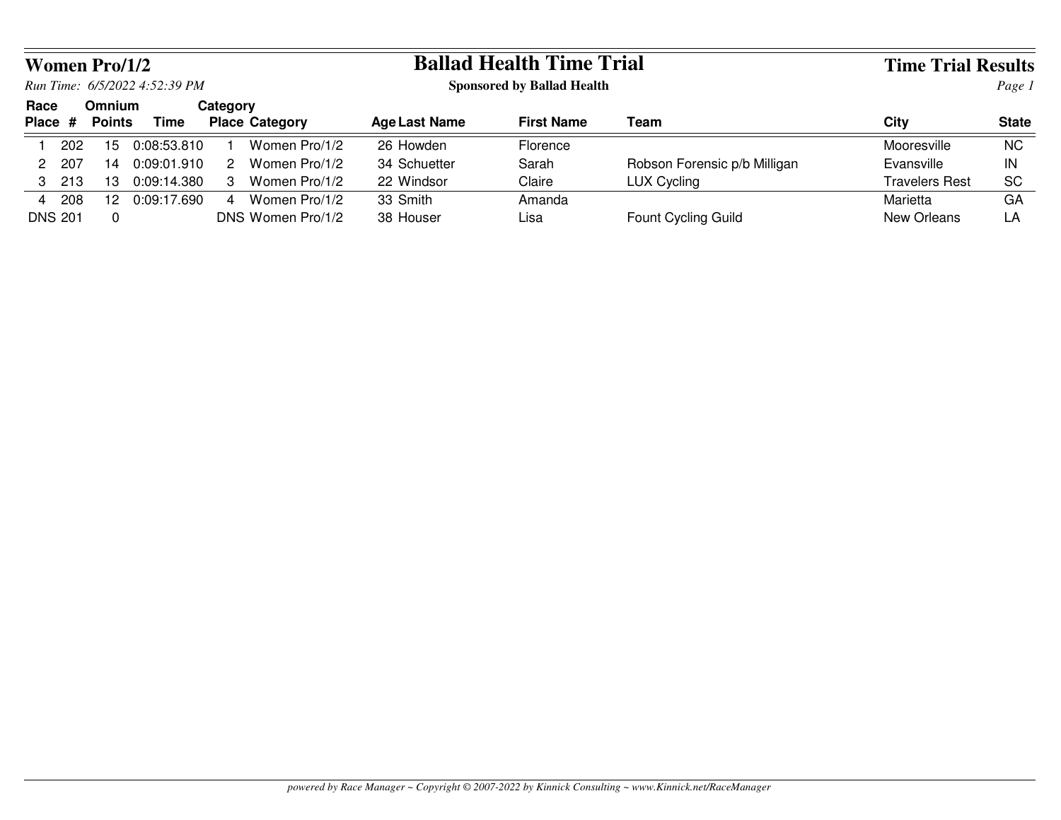## Women Pro/1/2

*Run Time: 6/5/2022 4:52:39 PM*

# Ballad Health Time Trial

**Sponsored by Ballad Health**

## Time Trial Results

| Race Place | # | Omnium Points | Time | Category Place | Category | Age | Last Name | First Name | Team | City | State |
|---|---|---|---|---|---|---|---|---|---|---|---|
| 1 | 202 | 15 | 0:08:53.810 | 1 | Women Pro/1/2 | 26 | Howden | Florence | | Mooresville | NC |
| 2 | 207 | 14 | 0:09:01.910 | 2 | Women Pro/1/2 | 34 | Schuetter | Sarah | Robson Forensic p/b Milligan | Evansville | IN |
| 3 | 213 | 13 | 0:09:14.380 | 3 | Women Pro/1/2 | 22 | Windsor | Claire | LUX Cycling | Travelers Rest | SC |
| 4 | 208 | 12 | 0:09:17.690 | 4 | Women Pro/1/2 | 33 | Smith | Amanda | | Marietta | GA |
| DNS | 201 | 0 | | DNS | Women Pro/1/2 | 38 | Houser | Lisa | Fount Cycling Guild | New Orleans | LA |

*powered by Race Manager ~ Copyright © 2007-2022 by Kinnick Consulting ~ www.Kinnick.net/RaceManager*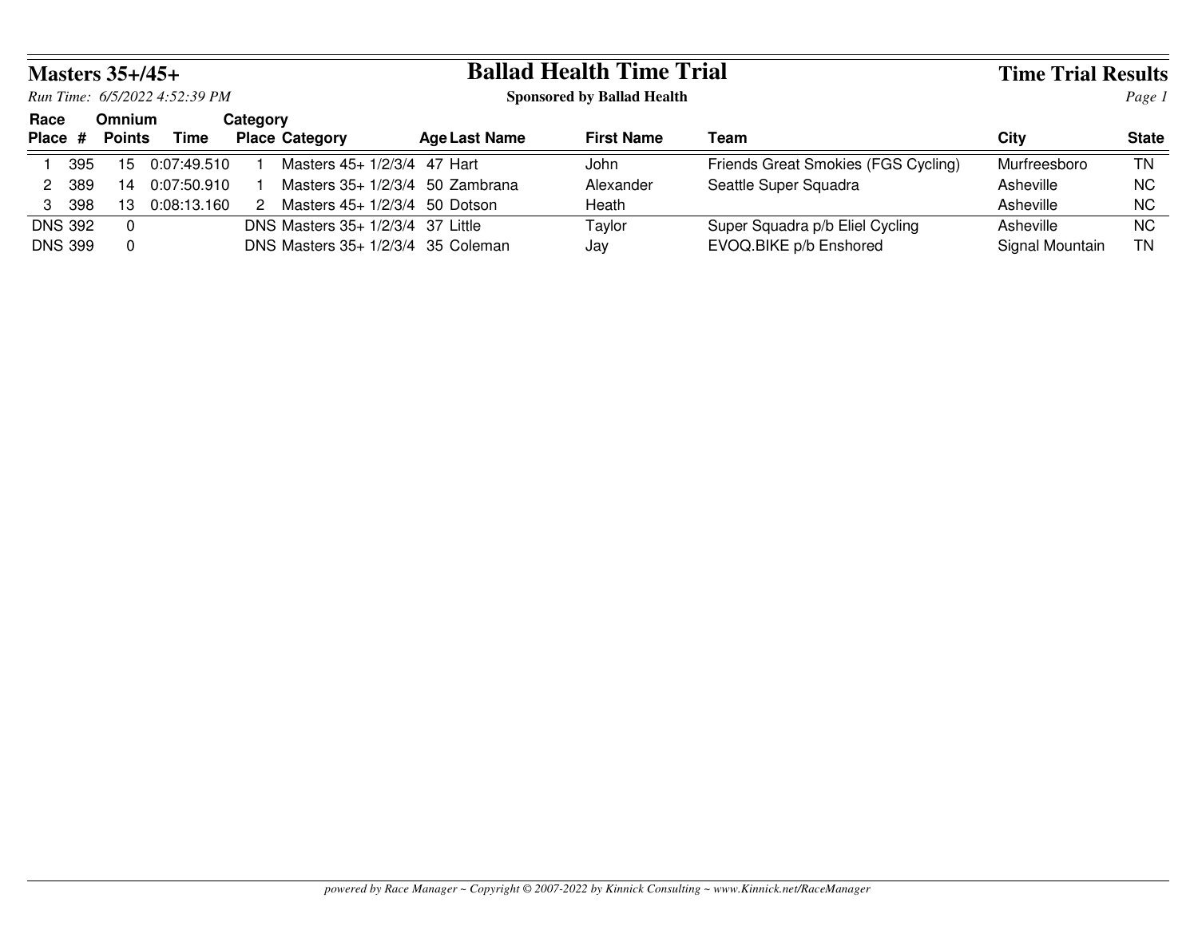# Masters 35+/45+

## Ballad Health Time Trial

**Sponsored by Ballad Health**

**Time Trial Results**

*Run Time: 6/5/2022 4:52:39 PM*

| Race Place | # | Omnium Points | Time | Category Place | Category | Age | Last Name | First Name | Team | City | State |
|---|---|---|---|---|---|---|---|---|---|---|---|
| 1 | 395 | 15 | 0:07:49.510 | 1 | Masters 45+ 1/2/3/4 | 47 | Hart | John | Friends Great Smokies (FGS Cycling) | Murfreesboro | TN |
| 2 | 389 | 14 | 0:07:50.910 | 1 | Masters 35+ 1/2/3/4 | 50 | Zambrana | Alexander | Seattle Super Squadra | Asheville | NC |
| 3 | 398 | 13 | 0:08:13.160 | 2 | Masters 45+ 1/2/3/4 | 50 | Dotson | Heath | | Asheville | NC |
| DNS | 392 | 0 | | DNS | Masters 35+ 1/2/3/4 | 37 | Little | Taylor | Super Squadra p/b Eliel Cycling | Asheville | NC |
| DNS | 399 | 0 | | DNS | Masters 35+ 1/2/3/4 | 35 | Coleman | Jay | EVOQ.BIKE p/b Enshored | Signal Mountain | TN |

*powered by Race Manager ~ Copyright © 2007-2022 by Kinnick Consulting ~ www.Kinnick.net/RaceManager*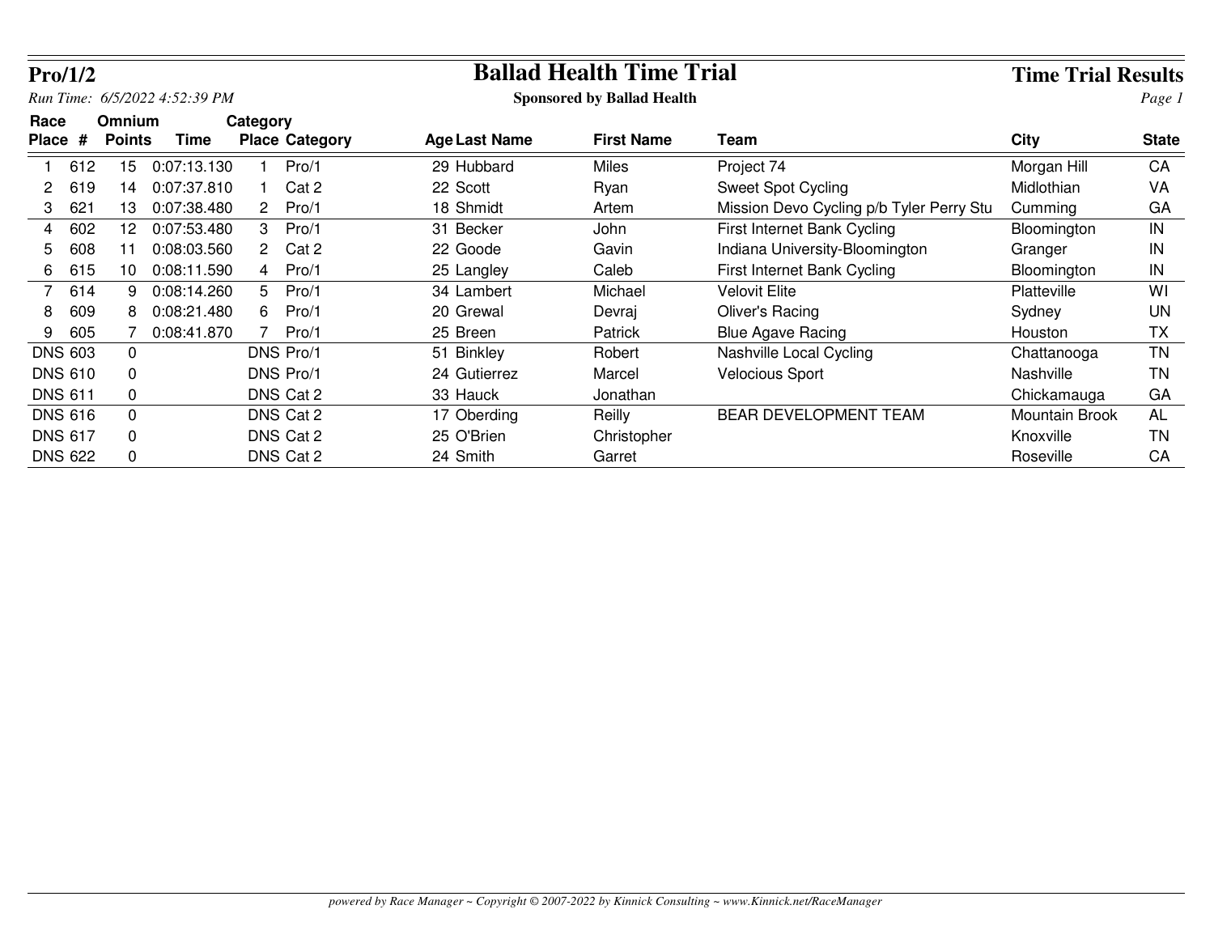**Pro/1/2**

*Run Time: 6/5/2022 4:52:39 PM*

# Ballad Health Time Trial

**Sponsored by Ballad Health**

## Time Trial Results

| Race Place | # | Omnium Points | Time | Category Place | Category | Age | Last Name | First Name | Team | City | State |
|---|---|---|---|---|---|---|---|---|---|---|---|
| 1 | 612 | 15 | 0:07:13.130 | 1 | Pro/1 | 29 | Hubbard | Miles | Project 74 | Morgan Hill | CA |
| 2 | 619 | 14 | 0:07:37.810 | 1 | Cat 2 | 22 | Scott | Ryan | Sweet Spot Cycling | Midlothian | VA |
| 3 | 621 | 13 | 0:07:38.480 | 2 | Pro/1 | 18 | Shmidt | Artem | Mission Devo Cycling p/b Tyler Perry Stu | Cumming | GA |
| 4 | 602 | 12 | 0:07:53.480 | 3 | Pro/1 | 31 | Becker | John | First Internet Bank Cycling | Bloomington | IN |
| 5 | 608 | 11 | 0:08:03.560 | 2 | Cat 2 | 22 | Goode | Gavin | Indiana University-Bloomington | Granger | IN |
| 6 | 615 | 10 | 0:08:11.590 | 4 | Pro/1 | 25 | Langley | Caleb | First Internet Bank Cycling | Bloomington | IN |
| 7 | 614 | 9 | 0:08:14.260 | 5 | Pro/1 | 34 | Lambert | Michael | Velovit Elite | Platteville | WI |
| 8 | 609 | 8 | 0:08:21.480 | 6 | Pro/1 | 20 | Grewal | Devraj | Oliver's Racing | Sydney | UN |
| 9 | 605 | 7 | 0:08:41.870 | 7 | Pro/1 | 25 | Breen | Patrick | Blue Agave Racing | Houston | TX |
| DNS | 603 | 0 | | DNS | Pro/1 | 51 | Binkley | Robert | Nashville Local Cycling | Chattanooga | TN |
| DNS | 610 | 0 | | DNS | Pro/1 | 24 | Gutierrez | Marcel | Velocious Sport | Nashville | TN |
| DNS | 611 | 0 | | DNS | Cat 2 | 33 | Hauck | Jonathan | | Chickamauga | GA |
| DNS | 616 | 0 | | DNS | Cat 2 | 17 | Oberding | Reilly | BEAR DEVELOPMENT TEAM | Mountain Brook | AL |
| DNS | 617 | 0 | | DNS | Cat 2 | 25 | O'Brien | Christopher | | Knoxville | TN |
| DNS | 622 | 0 | | DNS | Cat 2 | 24 | Smith | Garret | | Roseville | CA |

*powered by Race Manager ~ Copyright © 2007-2022 by Kinnick Consulting ~ www.Kinnick.net/RaceManager*